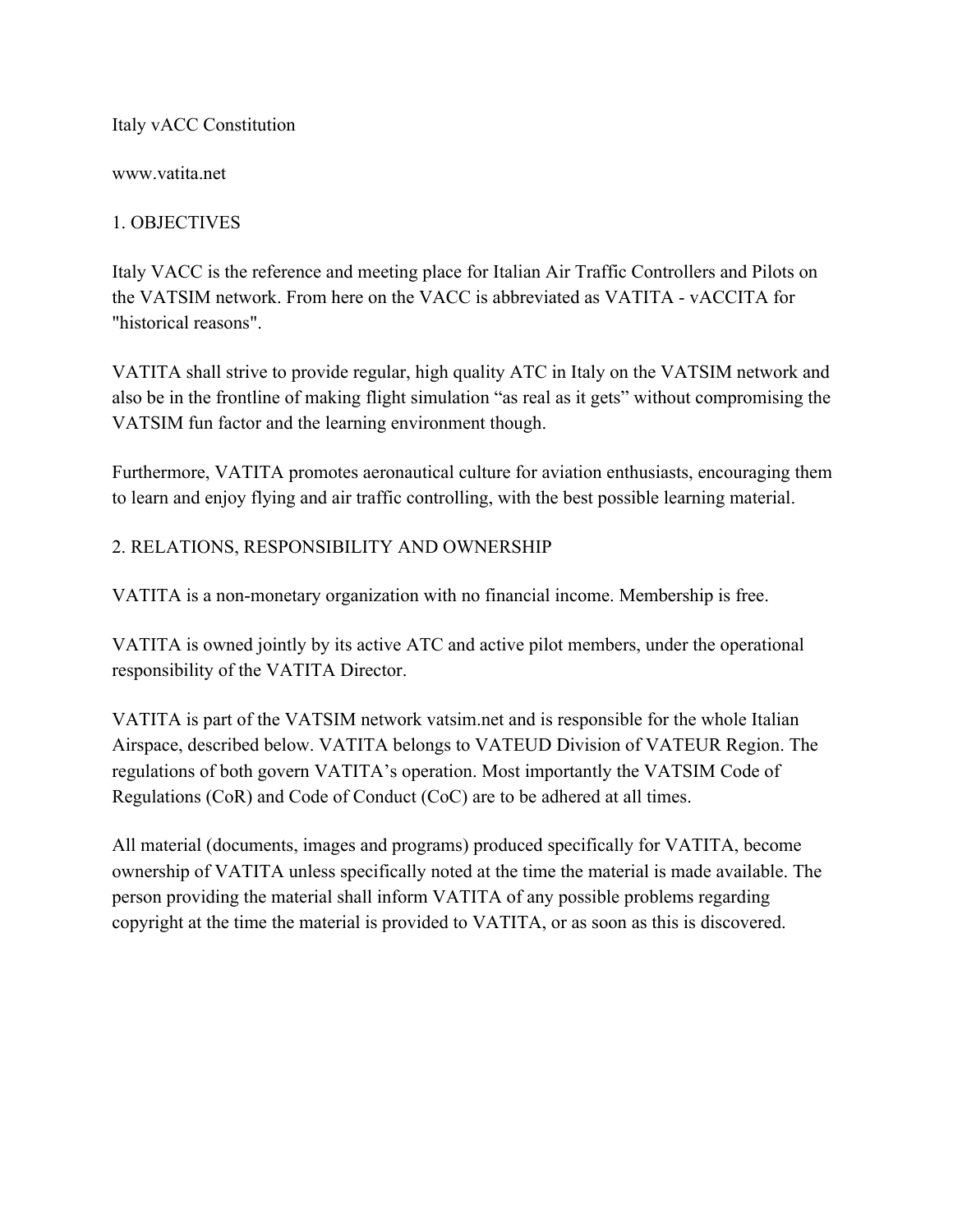# Italy vACC Constitution

www.vatita.net

## 1. OBJECTIVES

Italy VACC is the reference and meeting place for Italian Air Traffic Controllers and Pilots on the VATSIM network. From here on the VACC is abbreviated as VATITA - vACCITA for "historical reasons".

VATITA shall strive to provide regular, high quality ATC in Italy on the VATSIM network and also be in the frontline of making flight simulation "as real as it gets" without compromising the VATSIM fun factor and the learning environment though.

Furthermore, VATITA promotes aeronautical culture for aviation enthusiasts, encouraging them to learn and enjoy flying and air traffic controlling, with the best possible learning material.

## 2. RELATIONS, RESPONSIBILITY AND OWNERSHIP

VATITA is a non-monetary organization with no financial income. Membership is free.

VATITA is owned jointly by its active ATC and active pilot members, under the operational responsibility of the VATITA Director.

VATITA is part of the VATSIM network vatsim.net and is responsible for the whole Italian Airspace, described below. VATITA belongs to VATEUD Division of VATEUR Region. The regulations of both govern VATITA's operation. Most importantly the VATSIM Code of Regulations (CoR) and Code of Conduct (CoC) are to be adhered at all times.

All material (documents, images and programs) produced specifically for VATITA, become ownership of VATITA unless specifically noted at the time the material is made available. The person providing the material shall inform VATITA of any possible problems regarding copyright at the time the material is provided to VATITA, or as soon as this is discovered.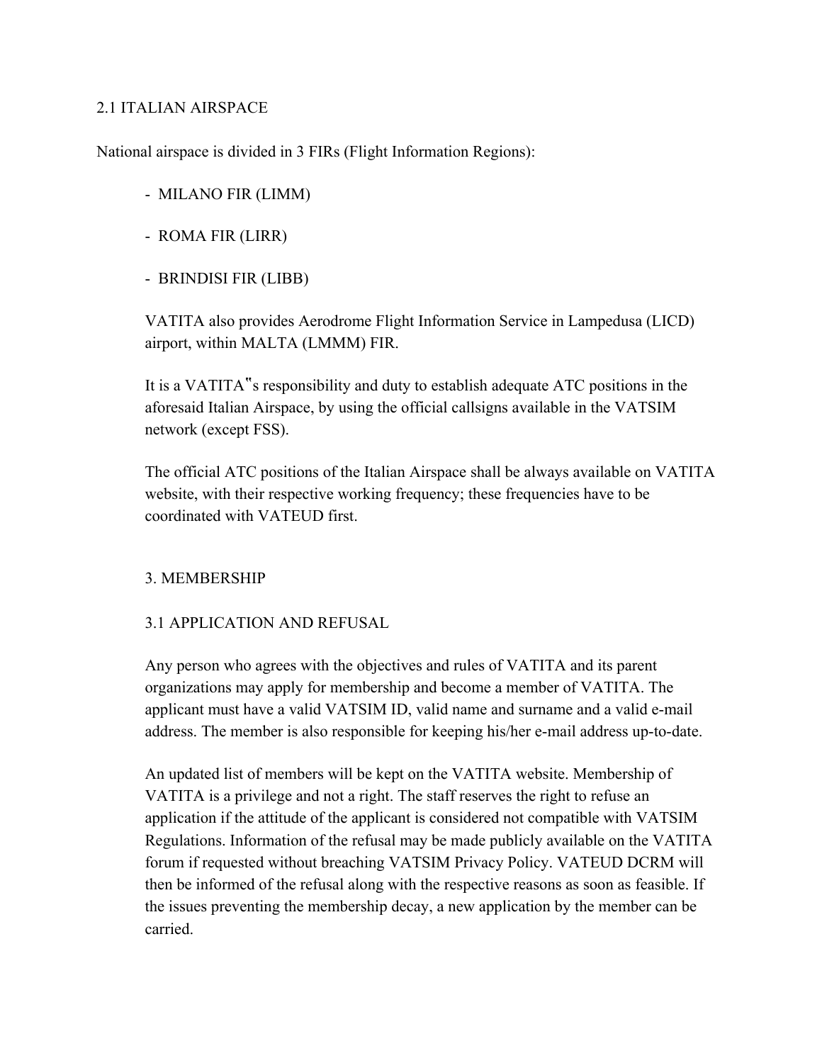## 2.1 ITALIAN AIRSPACE

National airspace is divided in 3 FIRs (Flight Information Regions):

- MILANO FIR (LIMM)
- ROMA FIR (LIRR)
- BRINDISI FIR (LIBB)

VATITA also provides Aerodrome Flight Information Service in Lampedusa (LICD) airport, within MALTA (LMMM) FIR.

It is a VATITA‟s responsibility and duty to establish adequate ATC positions in the aforesaid Italian Airspace, by using the official callsigns available in the VATSIM network (except FSS).

The official ATC positions of the Italian Airspace shall be always available on VATITA website, with their respective working frequency; these frequencies have to be coordinated with VATEUD first.

# 3. MEMBERSHIP

## 3.1 APPLICATION AND REFUSAL

Any person who agrees with the objectives and rules of VATITA and its parent organizations may apply for membership and become a member of VATITA. The applicant must have a valid VATSIM ID, valid name and surname and a valid e-mail address. The member is also responsible for keeping his/her e-mail address up-to-date.

An updated list of members will be kept on the VATITA website. Membership of VATITA is a privilege and not a right. The staff reserves the right to refuse an application if the attitude of the applicant is considered not compatible with VATSIM Regulations. Information of the refusal may be made publicly available on the VATITA forum if requested without breaching VATSIM Privacy Policy. VATEUD DCRM will then be informed of the refusal along with the respective reasons as soon as feasible. If the issues preventing the membership decay, a new application by the member can be carried.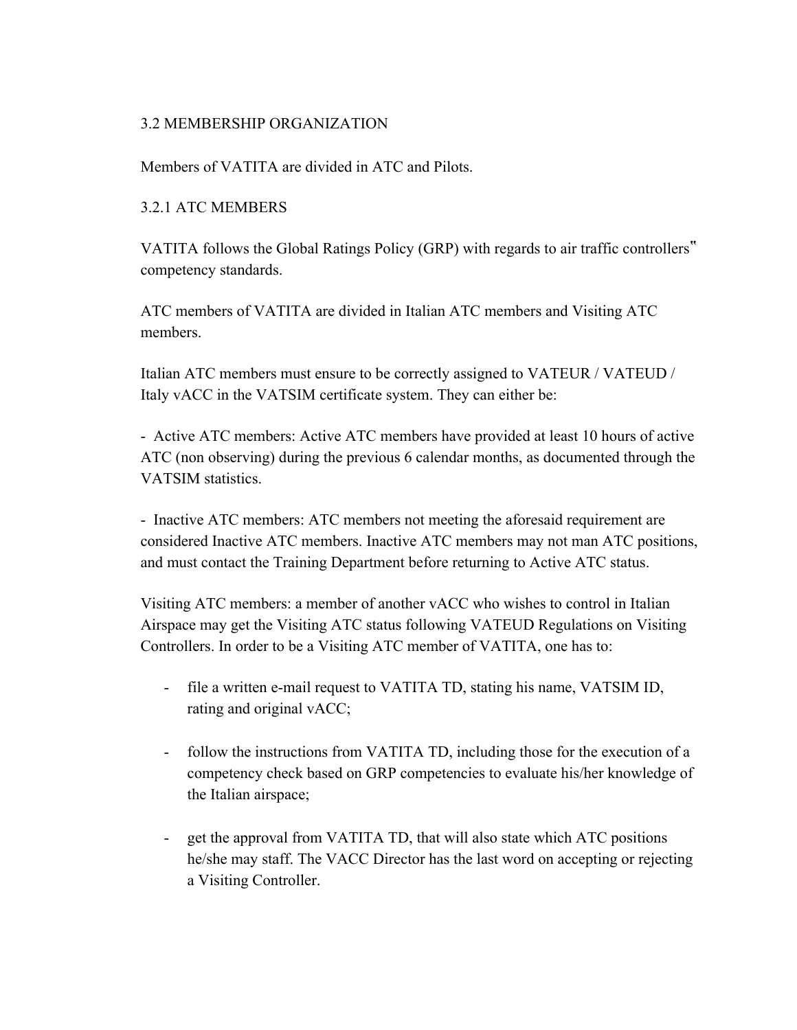## 3.2 MEMBERSHIP ORGANIZATION

Members of VATITA are divided in ATC and Pilots.

### 3.2.1 ATC MEMBERS

VATITA follows the Global Ratings Policy (GRP) with regards to air traffic controllers" competency standards.

ATC members of VATITA are divided in Italian ATC members and Visiting ATC members.

Italian ATC members must ensure to be correctly assigned to VATEUR / VATEUD / Italy vACC in the VATSIM certificate system. They can either be:

- Active ATC members: Active ATC members have provided at least 10 hours of active ATC (non observing) during the previous 6 calendar months, as documented through the VATSIM statistics.

- Inactive ATC members: ATC members not meeting the aforesaid requirement are considered Inactive ATC members. Inactive ATC members may not man ATC positions, and must contact the Training Department before returning to Active ATC status.

Visiting ATC members: a member of another vACC who wishes to control in Italian Airspace may get the Visiting ATC status following VATEUD Regulations on Visiting Controllers. In order to be a Visiting ATC member of VATITA, one has to:

- file a written e-mail request to VATITA TD, stating his name, VATSIM ID, rating and original vACC;
- follow the instructions from VATITA TD, including those for the execution of a competency check based on GRP competencies to evaluate his/her knowledge of the Italian airspace;
- get the approval from VATITA TD, that will also state which ATC positions he/she may staff. The VACC Director has the last word on accepting or rejecting a Visiting Controller.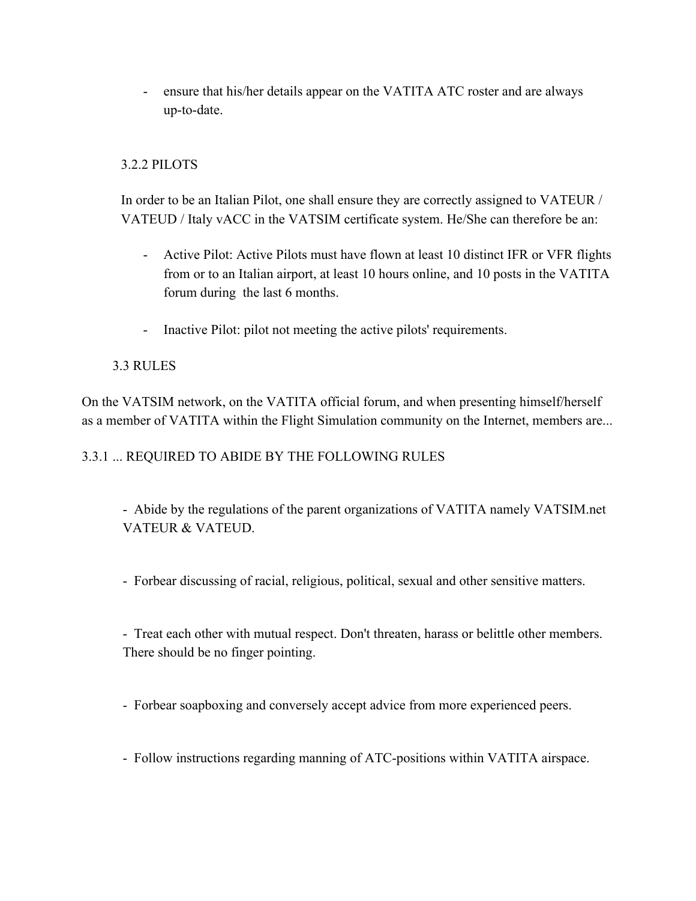- ensure that his/her details appear on the VATITA ATC roster and are always up-to-date.

### 3.2.2 PILOTS

In order to be an Italian Pilot, one shall ensure they are correctly assigned to VATEUR / VATEUD / Italy vACC in the VATSIM certificate system. He/She can therefore be an:

- Active Pilot: Active Pilots must have flown at least 10 distinct IFR or VFR flights from or to an Italian airport, at least 10 hours online, and 10 posts in the VATITA forum during the last 6 months.

- Inactive Pilot: pilot not meeting the active pilots' requirements.

## 3.3 RULES

On the VATSIM network, on the VATITA official forum, and when presenting himself/herself as a member of VATITA within the Flight Simulation community on the Internet, members are...

### 3.3.1 ... REQUIRED TO ABIDE BY THE FOLLOWING RULES

- Abide by the regulations of the parent organizations of VATITA namely VATSIM.net VATEUR & VATEUD.

- Forbear discussing of racial, religious, political, sexual and other sensitive matters.

- Treat each other with mutual respect. Don't threaten, harass or belittle other members. There should be no finger pointing.

- Forbear soapboxing and conversely accept advice from more experienced peers.

- Follow instructions regarding manning of ATC-positions within VATITA airspace.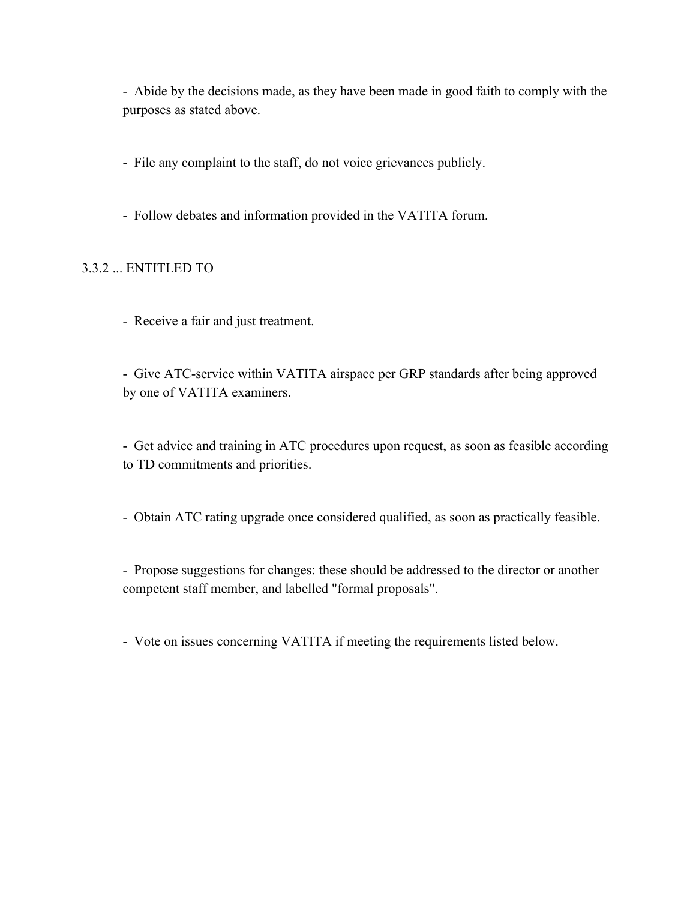- Abide by the decisions made, as they have been made in good faith to comply with the purposes as stated above.

- File any complaint to the staff, do not voice grievances publicly.

- Follow debates and information provided in the VATITA forum.

### 3.3.2 ... ENTITLED TO

- Receive a fair and just treatment.

- Give ATC-service within VATITA airspace per GRP standards after being approved by one of VATITA examiners.

- Get advice and training in ATC procedures upon request, as soon as feasible according to TD commitments and priorities.

- Obtain ATC rating upgrade once considered qualified, as soon as practically feasible.

- Propose suggestions for changes: these should be addressed to the director or another competent staff member, and labelled "formal proposals".

- Vote on issues concerning VATITA if meeting the requirements listed below.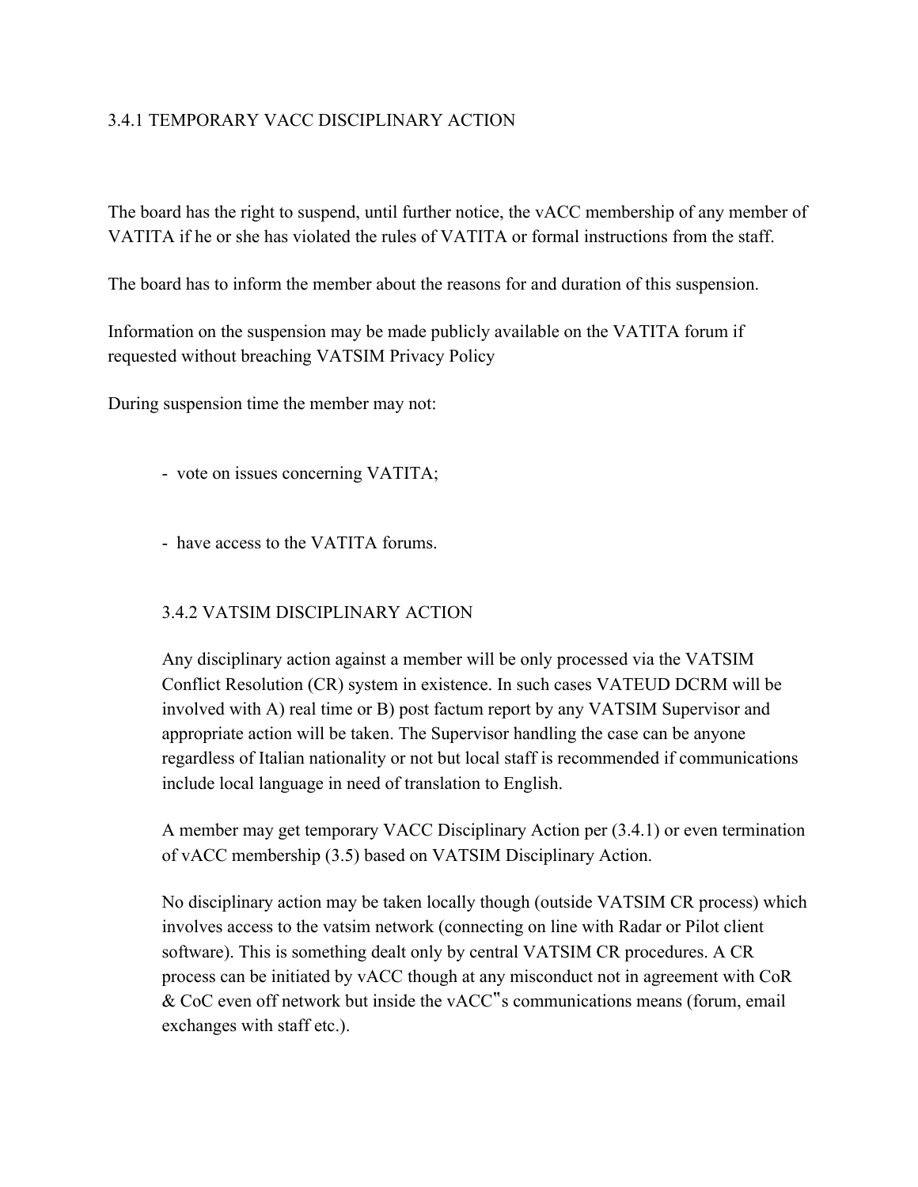### 3.4.1 TEMPORARY VACC DISCIPLINARY ACTION

The board has the right to suspend, until further notice, the vACC membership of any member of VATITA if he or she has violated the rules of VATITA or formal instructions from the staff.

The board has to inform the member about the reasons for and duration of this suspension.

Information on the suspension may be made publicly available on the VATITA forum if requested without breaching VATSIM Privacy Policy

During suspension time the member may not:

- vote on issues concerning VATITA;
- have access to the VATITA forums.

### 3.4.2 VATSIM DISCIPLINARY ACTION

Any disciplinary action against a member will be only processed via the VATSIM Conflict Resolution (CR) system in existence. In such cases VATEUD DCRM will be involved with A) real time or B) post factum report by any VATSIM Supervisor and appropriate action will be taken. The Supervisor handling the case can be anyone regardless of Italian nationality or not but local staff is recommended if communications include local language in need of translation to English.

A member may get temporary VACC Disciplinary Action per (3.4.1) or even termination of vACC membership (3.5) based on VATSIM Disciplinary Action.

No disciplinary action may be taken locally though (outside VATSIM CR process) which involves access to the vatsim network (connecting on line with Radar or Pilot client software). This is something dealt only by central VATSIM CR procedures. A CR process can be initiated by vACC though at any misconduct not in agreement with CoR & CoC even off network but inside the vACC"s communications means (forum, email exchanges with staff etc.).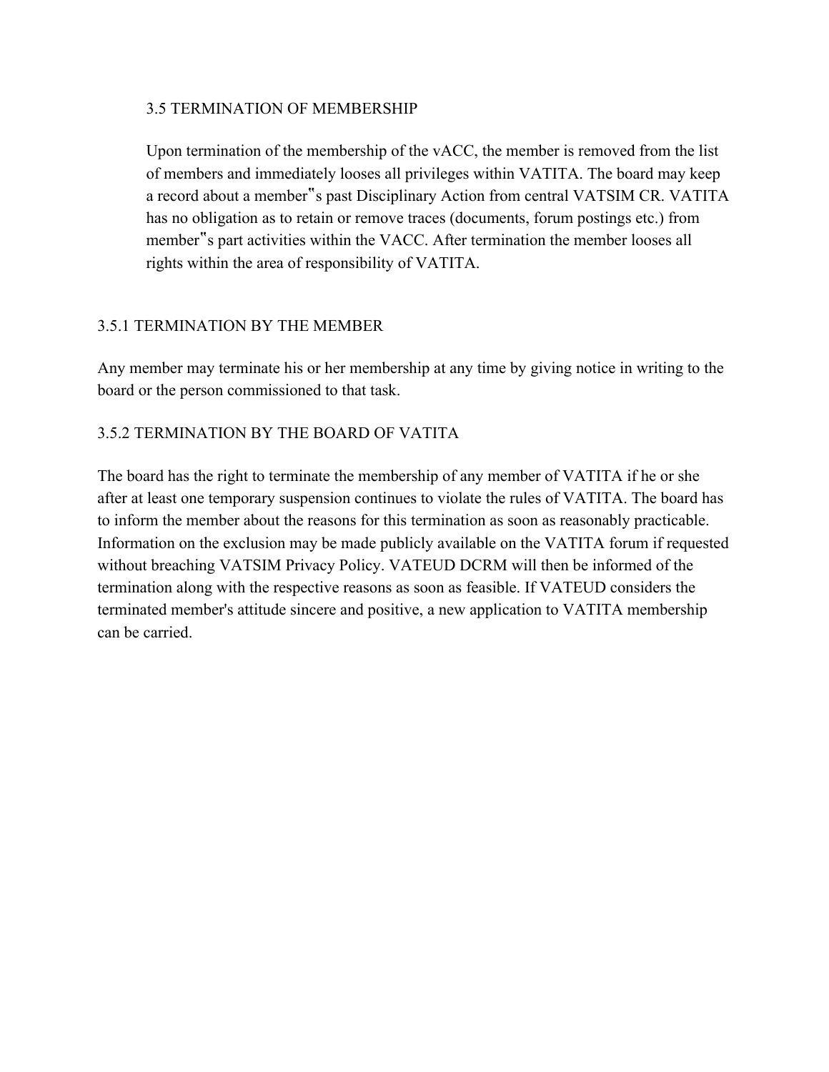### 3.5 TERMINATION OF MEMBERSHIP

Upon termination of the membership of the vACC, the member is removed from the list of members and immediately looses all privileges within VATITA. The board may keep a record about a member"s past Disciplinary Action from central VATSIM CR. VATITA has no obligation as to retain or remove traces (documents, forum postings etc.) from member"s part activities within the VACC. After termination the member looses all rights within the area of responsibility of VATITA.

#### 3.5.1 TERMINATION BY THE MEMBER

Any member may terminate his or her membership at any time by giving notice in writing to the board or the person commissioned to that task.

#### 3.5.2 TERMINATION BY THE BOARD OF VATITA

The board has the right to terminate the membership of any member of VATITA if he or she after at least one temporary suspension continues to violate the rules of VATITA. The board has to inform the member about the reasons for this termination as soon as reasonably practicable. Information on the exclusion may be made publicly available on the VATITA forum if requested without breaching VATSIM Privacy Policy. VATEUD DCRM will then be informed of the termination along with the respective reasons as soon as feasible. If VATEUD considers the terminated member's attitude sincere and positive, a new application to VATITA membership can be carried.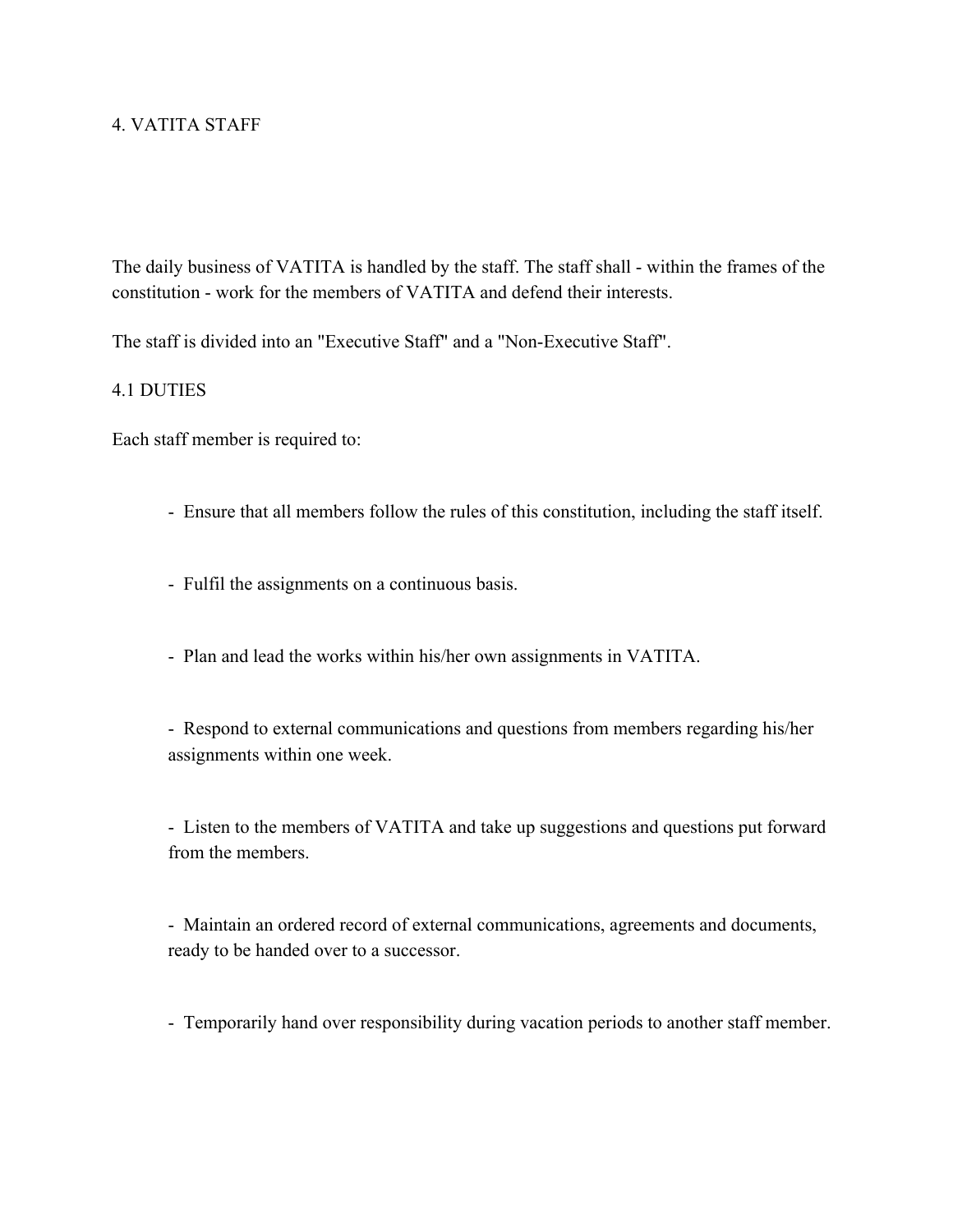## 4. VATITA STAFF

The daily business of VATITA is handled by the staff. The staff shall - within the frames of the constitution - work for the members of VATITA and defend their interests.

The staff is divided into an "Executive Staff" and a "Non-Executive Staff".

### 4.1 DUTIES

Each staff member is required to:

- Ensure that all members follow the rules of this constitution, including the staff itself.
- Fulfil the assignments on a continuous basis.
- Plan and lead the works within his/her own assignments in VATITA.
- Respond to external communications and questions from members regarding his/her assignments within one week.
- Listen to the members of VATITA and take up suggestions and questions put forward from the members.
- Maintain an ordered record of external communications, agreements and documents, ready to be handed over to a successor.
- Temporarily hand over responsibility during vacation periods to another staff member.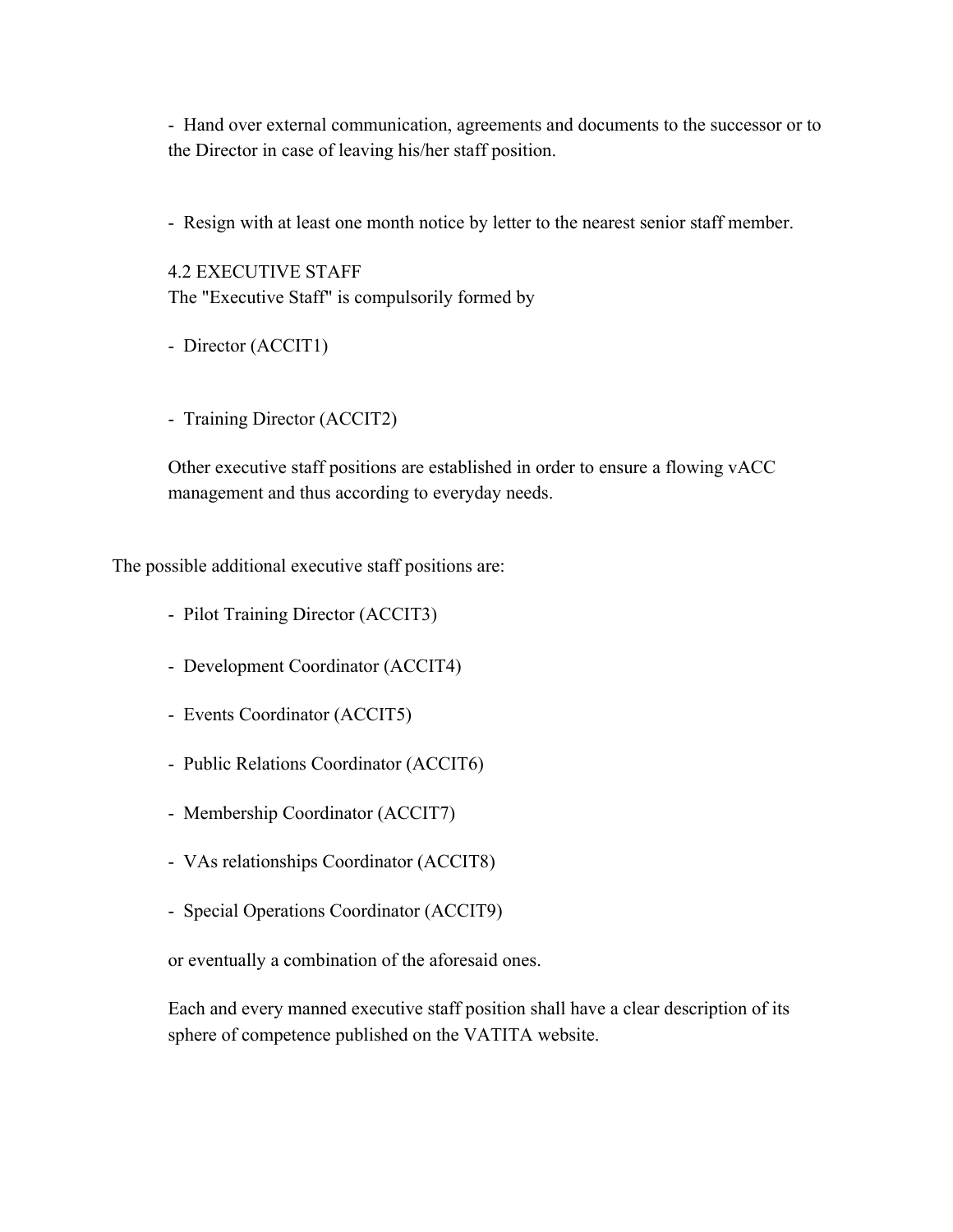- Hand over external communication, agreements and documents to the successor or to the Director in case of leaving his/her staff position.

- Resign with at least one month notice by letter to the nearest senior staff member.

### 4.2 EXECUTIVE STAFF

The "Executive Staff" is compulsorily formed by

- Director (ACCIT1)

- Training Director (ACCIT2)

Other executive staff positions are established in order to ensure a flowing vACC management and thus according to everyday needs.

The possible additional executive staff positions are:

- Pilot Training Director (ACCIT3)
- Development Coordinator (ACCIT4)
- Events Coordinator (ACCIT5)
- Public Relations Coordinator (ACCIT6)
- Membership Coordinator (ACCIT7)
- VAs relationships Coordinator (ACCIT8)
- Special Operations Coordinator (ACCIT9)

or eventually a combination of the aforesaid ones.

Each and every manned executive staff position shall have a clear description of its sphere of competence published on the VATITA website.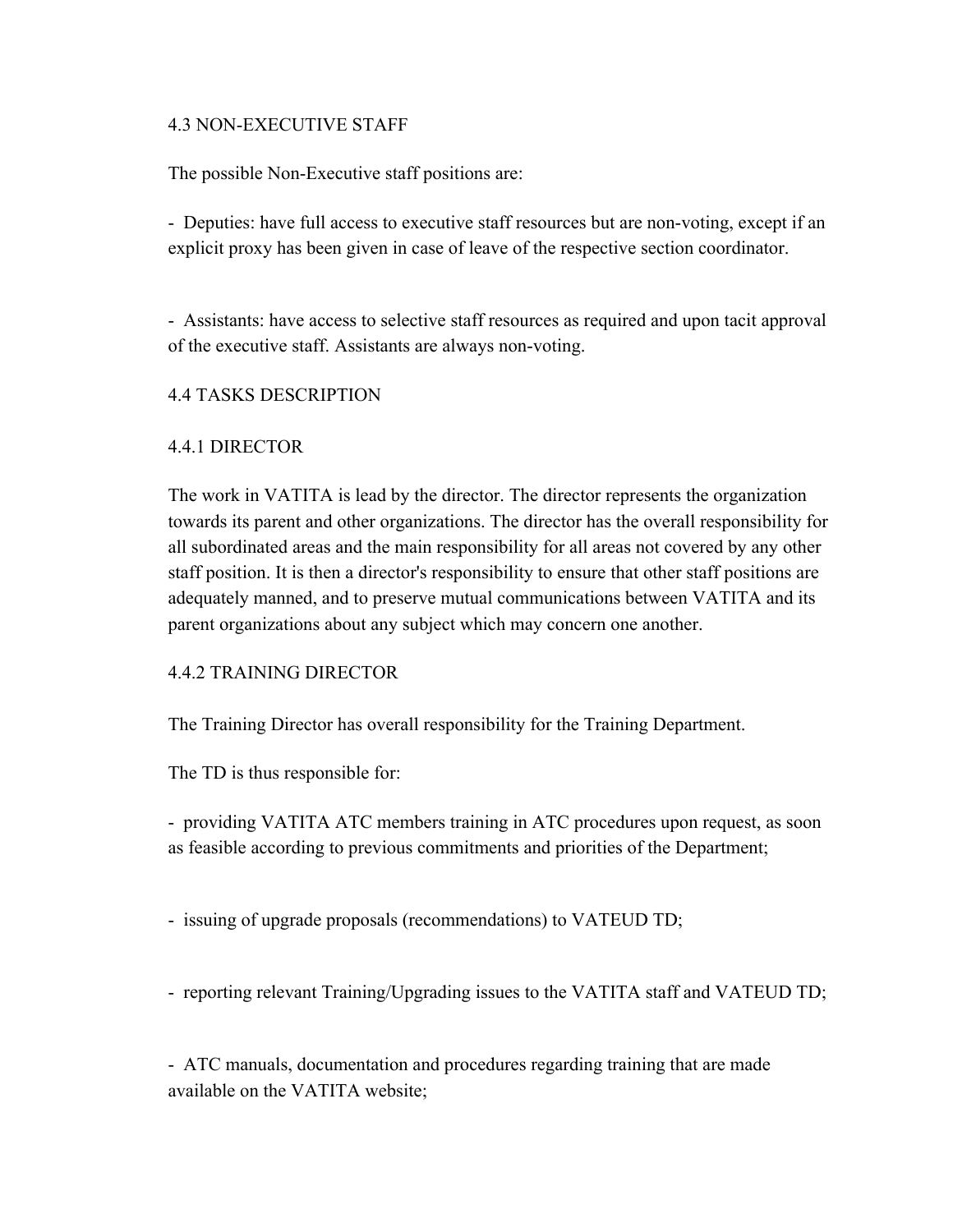### 4.3 NON-EXECUTIVE STAFF

The possible Non-Executive staff positions are:

- Deputies: have full access to executive staff resources but are non-voting, except if an explicit proxy has been given in case of leave of the respective section coordinator.

- Assistants: have access to selective staff resources as required and upon tacit approval of the executive staff. Assistants are always non-voting.

### 4.4 TASKS DESCRIPTION

#### 4.4.1 DIRECTOR

The work in VATITA is lead by the director. The director represents the organization towards its parent and other organizations. The director has the overall responsibility for all subordinated areas and the main responsibility for all areas not covered by any other staff position. It is then a director's responsibility to ensure that other staff positions are adequately manned, and to preserve mutual communications between VATITA and its parent organizations about any subject which may concern one another.

#### 4.4.2 TRAINING DIRECTOR

The Training Director has overall responsibility for the Training Department.

The TD is thus responsible for:

- providing VATITA ATC members training in ATC procedures upon request, as soon as feasible according to previous commitments and priorities of the Department;

- issuing of upgrade proposals (recommendations) to VATEUD TD;

- reporting relevant Training/Upgrading issues to the VATITA staff and VATEUD TD;

- ATC manuals, documentation and procedures regarding training that are made available on the VATITA website;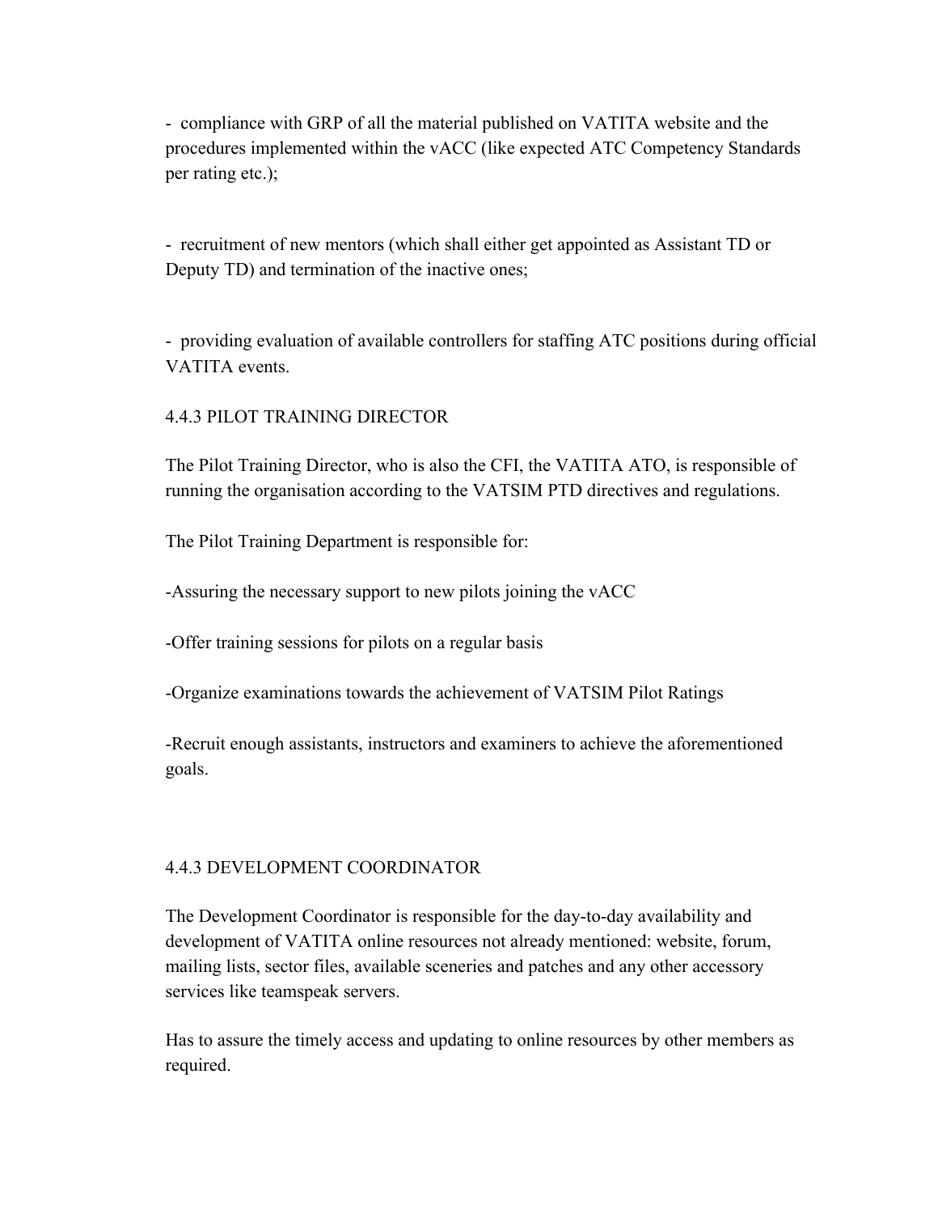- compliance with GRP of all the material published on VATITA website and the procedures implemented within the vACC (like expected ATC Competency Standards per rating etc.);

- recruitment of new mentors (which shall either get appointed as Assistant TD or Deputy TD) and termination of the inactive ones;

- providing evaluation of available controllers for staffing ATC positions during official VATITA events.

### 4.4.3 PILOT TRAINING DIRECTOR

The Pilot Training Director, who is also the CFI, the VATITA ATO, is responsible of running the organisation according to the VATSIM PTD directives and regulations.

The Pilot Training Department is responsible for:

-Assuring the necessary support to new pilots joining the vACC

-Offer training sessions for pilots on a regular basis

-Organize examinations towards the achievement of VATSIM Pilot Ratings

-Recruit enough assistants, instructors and examiners to achieve the aforementioned goals.

### 4.4.3 DEVELOPMENT COORDINATOR

The Development Coordinator is responsible for the day-to-day availability and development of VATITA online resources not already mentioned: website, forum, mailing lists, sector files, available sceneries and patches and any other accessory services like teamspeak servers.

Has to assure the timely access and updating to online resources by other members as required.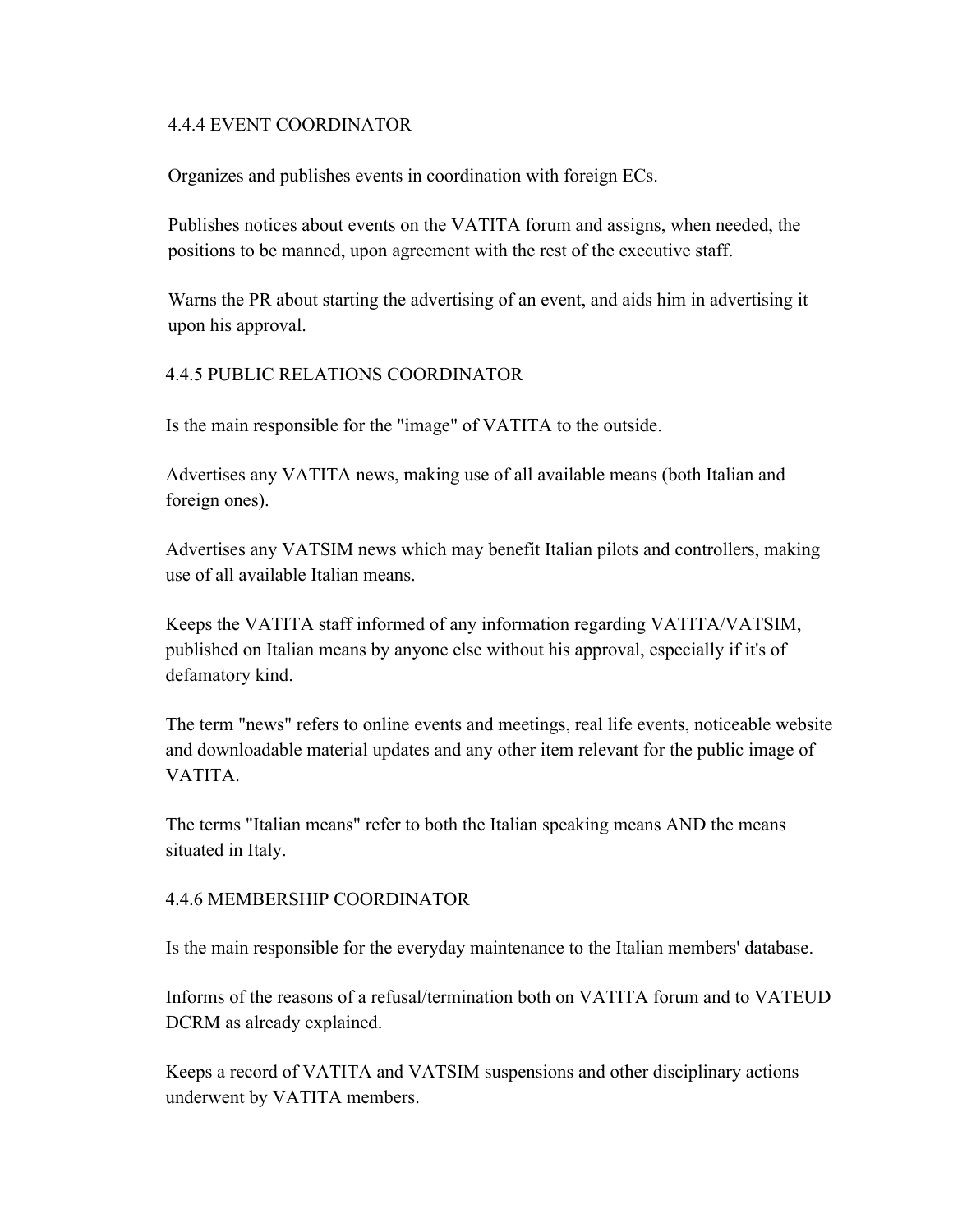### 4.4.4 EVENT COORDINATOR

Organizes and publishes events in coordination with foreign ECs.

Publishes notices about events on the VATITA forum and assigns, when needed, the positions to be manned, upon agreement with the rest of the executive staff.

Warns the PR about starting the advertising of an event, and aids him in advertising it upon his approval.

### 4.4.5 PUBLIC RELATIONS COORDINATOR

Is the main responsible for the "image" of VATITA to the outside.

Advertises any VATITA news, making use of all available means (both Italian and foreign ones).

Advertises any VATSIM news which may benefit Italian pilots and controllers, making use of all available Italian means.

Keeps the VATITA staff informed of any information regarding VATITA/VATSIM, published on Italian means by anyone else without his approval, especially if it's of defamatory kind.

The term "news" refers to online events and meetings, real life events, noticeable website and downloadable material updates and any other item relevant for the public image of VATITA.

The terms "Italian means" refer to both the Italian speaking means AND the means situated in Italy.

### 4.4.6 MEMBERSHIP COORDINATOR

Is the main responsible for the everyday maintenance to the Italian members' database.

Informs of the reasons of a refusal/termination both on VATITA forum and to VATEUD DCRM as already explained.

Keeps a record of VATITA and VATSIM suspensions and other disciplinary actions underwent by VATITA members.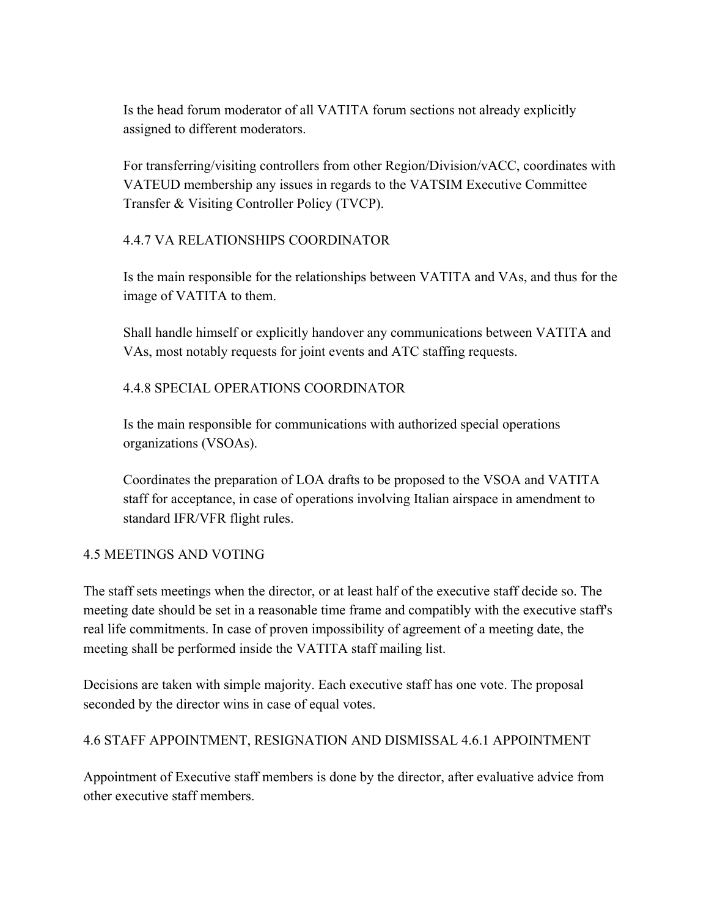Is the head forum moderator of all VATITA forum sections not already explicitly assigned to different moderators.

For transferring/visiting controllers from other Region/Division/vACC, coordinates with VATEUD membership any issues in regards to the VATSIM Executive Committee Transfer & Visiting Controller Policy (TVCP).

#### 4.4.7 VA RELATIONSHIPS COORDINATOR

Is the main responsible for the relationships between VATITA and VAs, and thus for the image of VATITA to them.

Shall handle himself or explicitly handover any communications between VATITA and VAs, most notably requests for joint events and ATC staffing requests.

#### 4.4.8 SPECIAL OPERATIONS COORDINATOR

Is the main responsible for communications with authorized special operations organizations (VSOAs).

Coordinates the preparation of LOA drafts to be proposed to the VSOA and VATITA staff for acceptance, in case of operations involving Italian airspace in amendment to standard IFR/VFR flight rules.

### 4.5 MEETINGS AND VOTING

The staff sets meetings when the director, or at least half of the executive staff decide so. The meeting date should be set in a reasonable time frame and compatibly with the executive staff's real life commitments. In case of proven impossibility of agreement of a meeting date, the meeting shall be performed inside the VATITA staff mailing list.

Decisions are taken with simple majority. Each executive staff has one vote. The proposal seconded by the director wins in case of equal votes.

### 4.6 STAFF APPOINTMENT, RESIGNATION AND DISMISSAL 4.6.1 APPOINTMENT

Appointment of Executive staff members is done by the director, after evaluative advice from other executive staff members.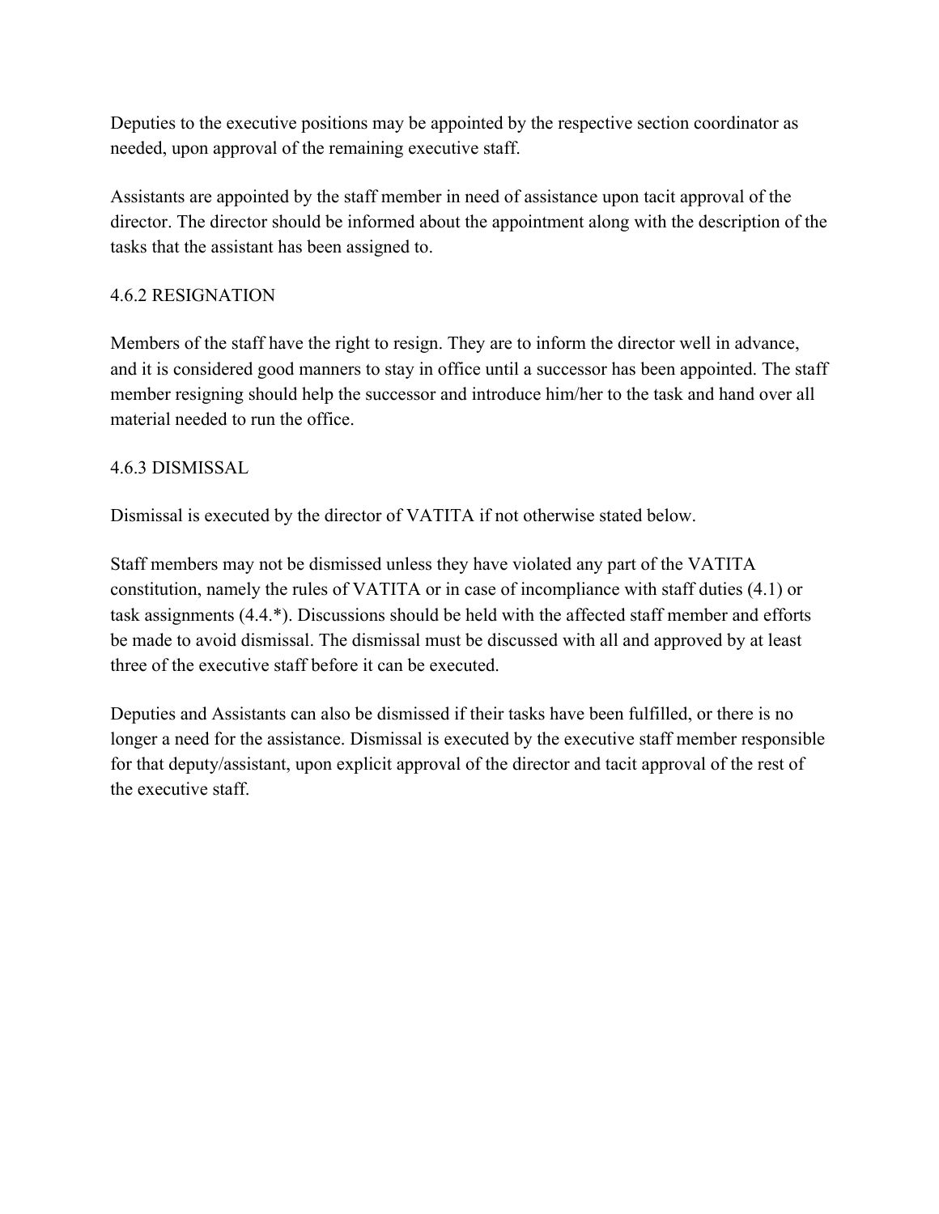Deputies to the executive positions may be appointed by the respective section coordinator as needed, upon approval of the remaining executive staff.

Assistants are appointed by the staff member in need of assistance upon tacit approval of the director. The director should be informed about the appointment along with the description of the tasks that the assistant has been assigned to.

### 4.6.2 RESIGNATION

Members of the staff have the right to resign. They are to inform the director well in advance, and it is considered good manners to stay in office until a successor has been appointed. The staff member resigning should help the successor and introduce him/her to the task and hand over all material needed to run the office.

### 4.6.3 DISMISSAL

Dismissal is executed by the director of VATITA if not otherwise stated below.

Staff members may not be dismissed unless they have violated any part of the VATITA constitution, namely the rules of VATITA or in case of incompliance with staff duties (4.1) or task assignments (4.4.*). Discussions should be held with the affected staff member and efforts be made to avoid dismissal. The dismissal must be discussed with all and approved by at least three of the executive staff before it can be executed.

Deputies and Assistants can also be dismissed if their tasks have been fulfilled, or there is no longer a need for the assistance. Dismissal is executed by the executive staff member responsible for that deputy/assistant, upon explicit approval of the director and tacit approval of the rest of the executive staff.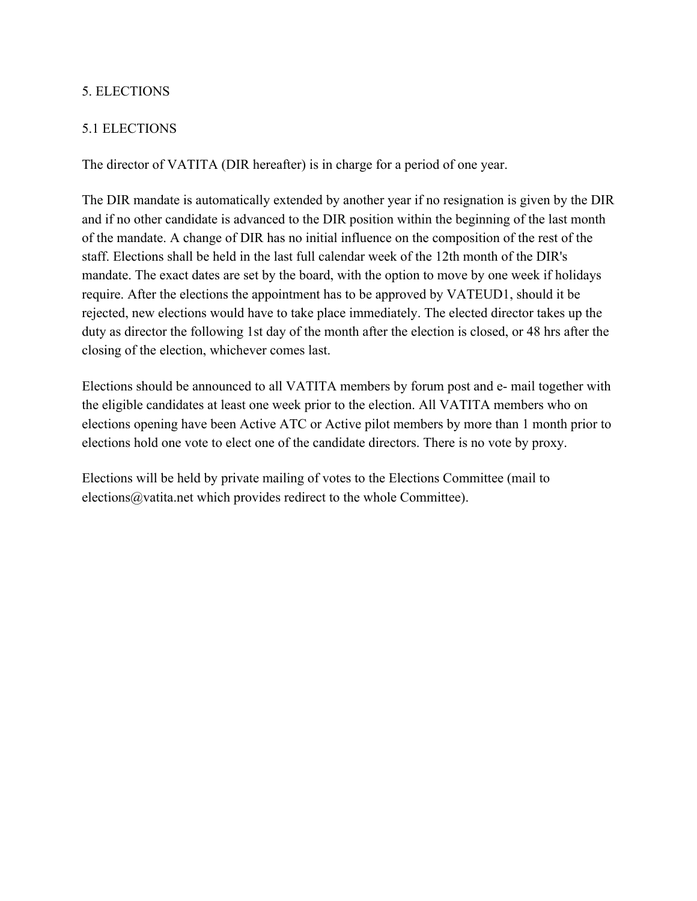## 5. ELECTIONS

### 5.1 ELECTIONS

The director of VATITA (DIR hereafter) is in charge for a period of one year.

The DIR mandate is automatically extended by another year if no resignation is given by the DIR and if no other candidate is advanced to the DIR position within the beginning of the last month of the mandate. A change of DIR has no initial influence on the composition of the rest of the staff. Elections shall be held in the last full calendar week of the 12th month of the DIR's mandate. The exact dates are set by the board, with the option to move by one week if holidays require. After the elections the appointment has to be approved by VATEUD1, should it be rejected, new elections would have to take place immediately. The elected director takes up the duty as director the following 1st day of the month after the election is closed, or 48 hrs after the closing of the election, whichever comes last.

Elections should be announced to all VATITA members by forum post and e- mail together with the eligible candidates at least one week prior to the election. All VATITA members who on elections opening have been Active ATC or Active pilot members by more than 1 month prior to elections hold one vote to elect one of the candidate directors. There is no vote by proxy.

Elections will be held by private mailing of votes to the Elections Committee (mail to elections@vatita.net which provides redirect to the whole Committee).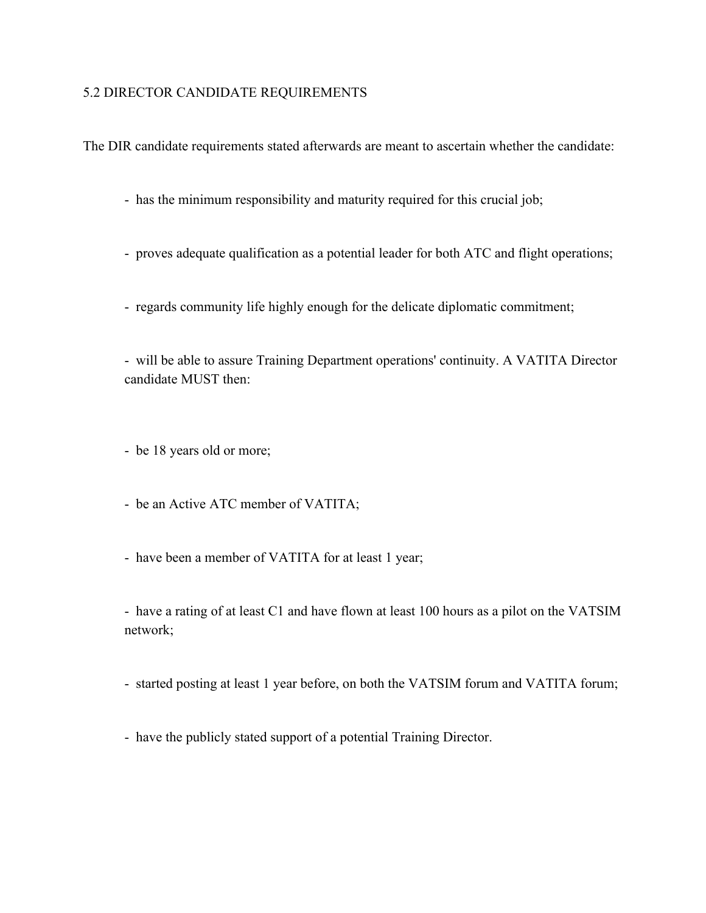## 5.2 DIRECTOR CANDIDATE REQUIREMENTS

The DIR candidate requirements stated afterwards are meant to ascertain whether the candidate:

- has the minimum responsibility and maturity required for this crucial job;
- proves adequate qualification as a potential leader for both ATC and flight operations;
- regards community life highly enough for the delicate diplomatic commitment;
- will be able to assure Training Department operations' continuity. A VATITA Director candidate MUST then:

- be 18 years old or more;
- be an Active ATC member of VATITA;
- have been a member of VATITA for at least 1 year;
- have a rating of at least C1 and have flown at least 100 hours as a pilot on the VATSIM network;
- started posting at least 1 year before, on both the VATSIM forum and VATITA forum;
- have the publicly stated support of a potential Training Director.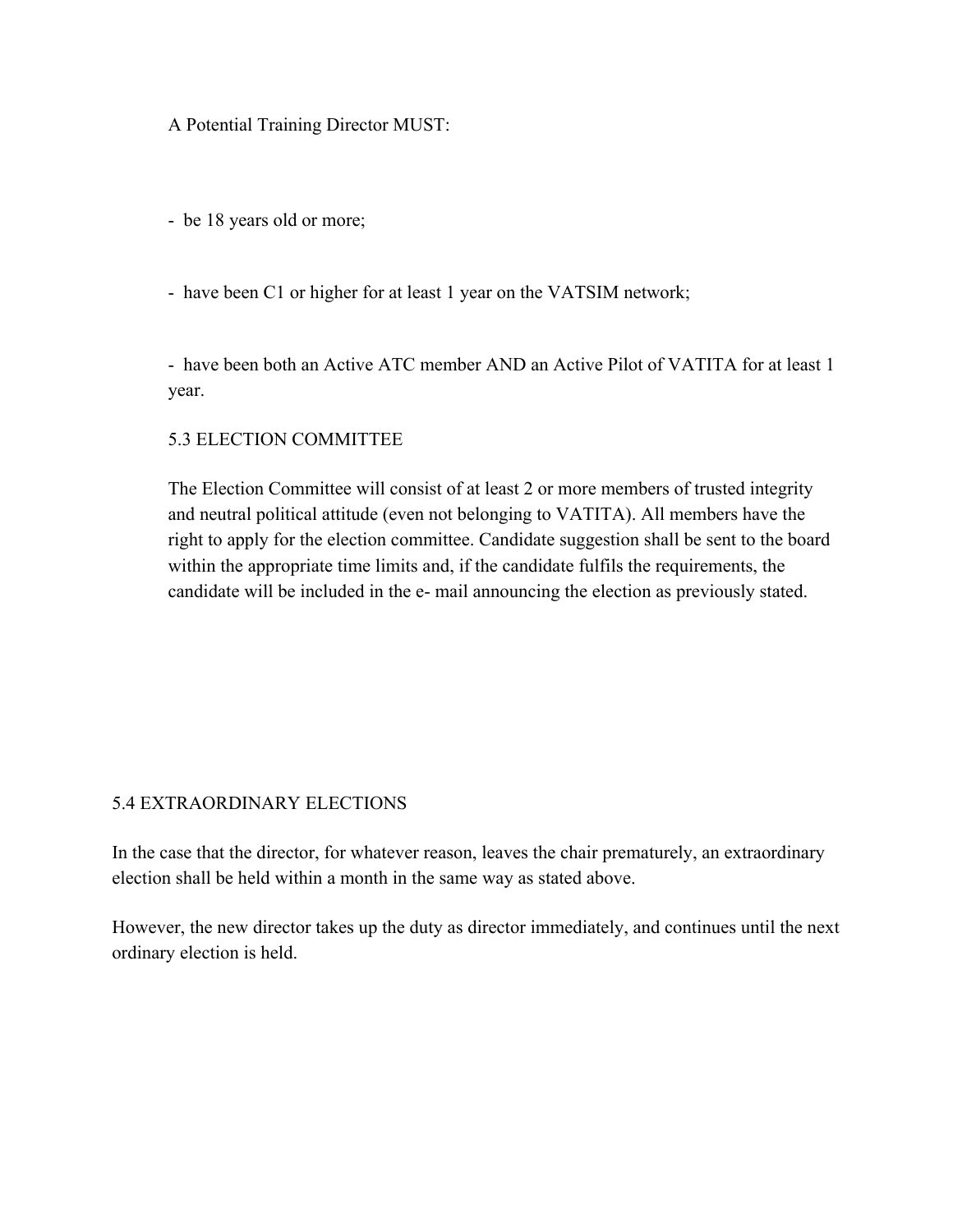A Potential Training Director MUST:

- be 18 years old or more;
- have been C1 or higher for at least 1 year on the VATSIM network;
- have been both an Active ATC member AND an Active Pilot of VATITA for at least 1 year.

### 5.3 ELECTION COMMITTEE

The Election Committee will consist of at least 2 or more members of trusted integrity and neutral political attitude (even not belonging to VATITA). All members have the right to apply for the election committee. Candidate suggestion shall be sent to the board within the appropriate time limits and, if the candidate fulfils the requirements, the candidate will be included in the e- mail announcing the election as previously stated.

### 5.4 EXTRAORDINARY ELECTIONS

In the case that the director, for whatever reason, leaves the chair prematurely, an extraordinary election shall be held within a month in the same way as stated above.

However, the new director takes up the duty as director immediately, and continues until the next ordinary election is held.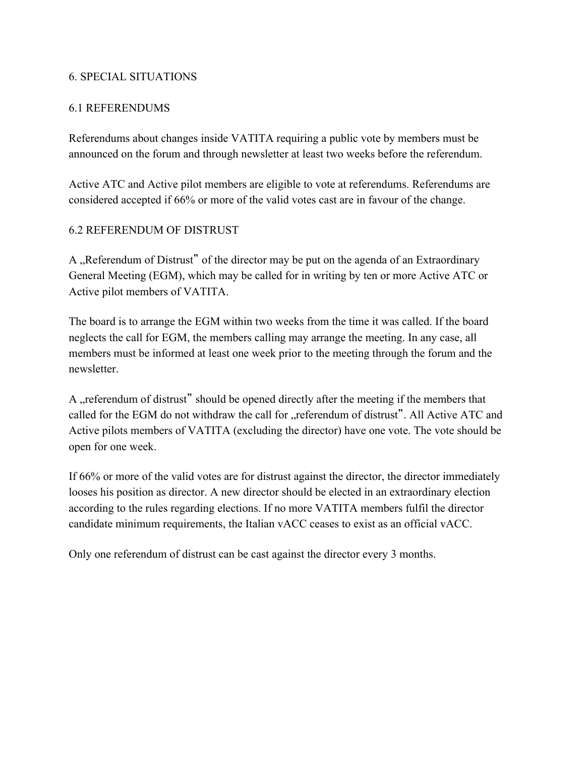# 6. SPECIAL SITUATIONS

## 6.1 REFERENDUMS

Referendums about changes inside VATITA requiring a public vote by members must be announced on the forum and through newsletter at least two weeks before the referendum.

Active ATC and Active pilot members are eligible to vote at referendums. Referendums are considered accepted if 66% or more of the valid votes cast are in favour of the change.

## 6.2 REFERENDUM OF DISTRUST

A „Referendum of Distrust" of the director may be put on the agenda of an Extraordinary General Meeting (EGM), which may be called for in writing by ten or more Active ATC or Active pilot members of VATITA.

The board is to arrange the EGM within two weeks from the time it was called. If the board neglects the call for EGM, the members calling may arrange the meeting. In any case, all members must be informed at least one week prior to the meeting through the forum and the newsletter.

A „referendum of distrust" should be opened directly after the meeting if the members that called for the EGM do not withdraw the call for „referendum of distrust". All Active ATC and Active pilots members of VATITA (excluding the director) have one vote. The vote should be open for one week.

If 66% or more of the valid votes are for distrust against the director, the director immediately looses his position as director. A new director should be elected in an extraordinary election according to the rules regarding elections. If no more VATITA members fulfil the director candidate minimum requirements, the Italian vACC ceases to exist as an official vACC.

Only one referendum of distrust can be cast against the director every 3 months.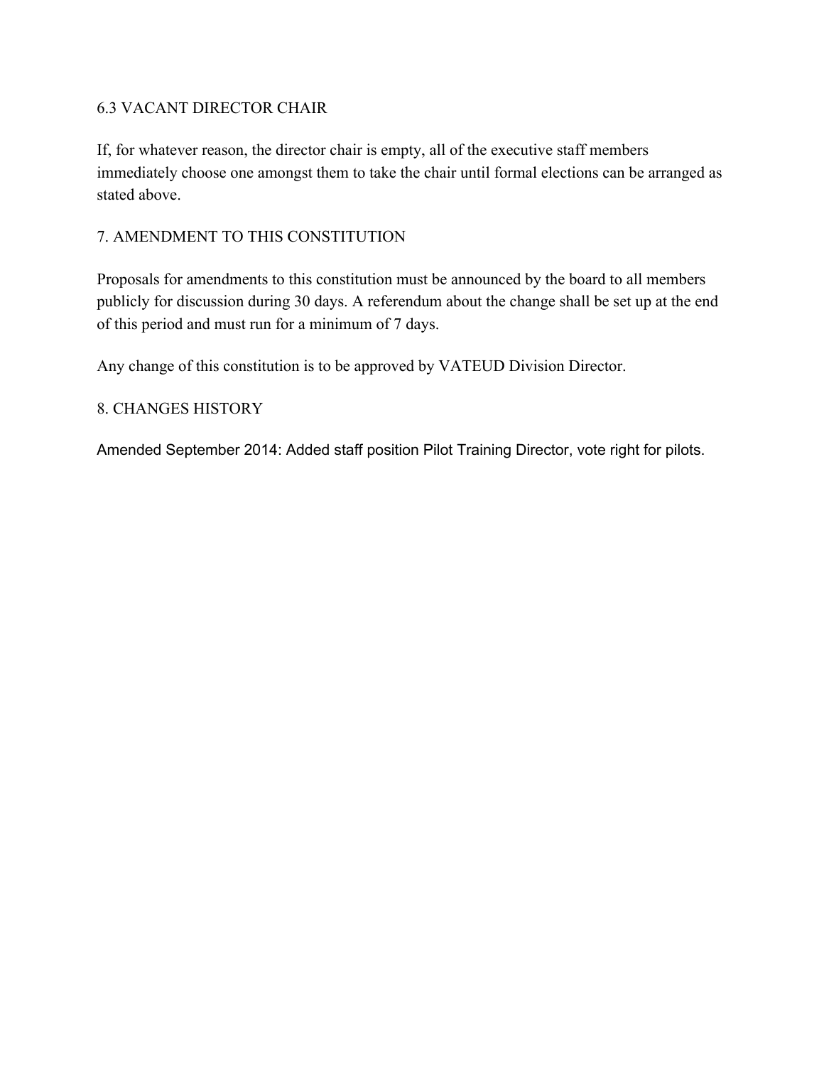### 6.3 VACANT DIRECTOR CHAIR

If, for whatever reason, the director chair is empty, all of the executive staff members immediately choose one amongst them to take the chair until formal elections can be arranged as stated above.

## 7. AMENDMENT TO THIS CONSTITUTION

Proposals for amendments to this constitution must be announced by the board to all members publicly for discussion during 30 days. A referendum about the change shall be set up at the end of this period and must run for a minimum of 7 days.

Any change of this constitution is to be approved by VATEUD Division Director.

## 8. CHANGES HISTORY

Amended September 2014: Added staff position Pilot Training Director, vote right for pilots.